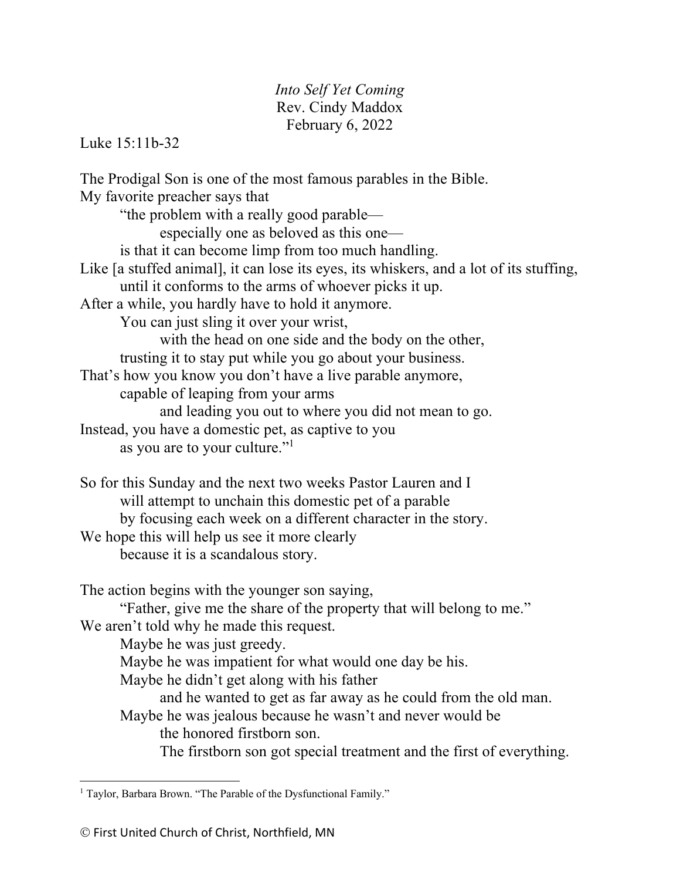*Into Self Yet Coming*
Rev. Cindy Maddox
February 6, 2022

Luke 15:11b-32

The Prodigal Son is one of the most famous parables in the Bible.
My favorite preacher says that
"the problem with a really good parable—
especially one as beloved as this one—
is that it can become limp from too much handling.
Like [a stuffed animal], it can lose its eyes, its whiskers, and a lot of its stuffing,
until it conforms to the arms of whoever picks it up.
After a while, you hardly have to hold it anymore.
You can just sling it over your wrist,
with the head on one side and the body on the other,
trusting it to stay put while you go about your business.
That's how you know you don't have a live parable anymore,
capable of leaping from your arms
and leading you out to where you did not mean to go.
Instead, you have a domestic pet, as captive to you
as you are to your culture."[1]

So for this Sunday and the next two weeks Pastor Lauren and I
will attempt to unchain this domestic pet of a parable
by focusing each week on a different character in the story.
We hope this will help us see it more clearly
because it is a scandalous story.

The action begins with the younger son saying,
"Father, give me the share of the property that will belong to me."
We aren't told why he made this request.
Maybe he was just greedy.
Maybe he was impatient for what would one day be his.
Maybe he didn't get along with his father
and he wanted to get as far away as he could from the old man.
Maybe he was jealous because he wasn't and never would be
the honored firstborn son.
The firstborn son got special treatment and the first of everything.

---

[1] Taylor, Barbara Brown. "The Parable of the Dysfunctional Family."

© First United Church of Christ, Northfield, MN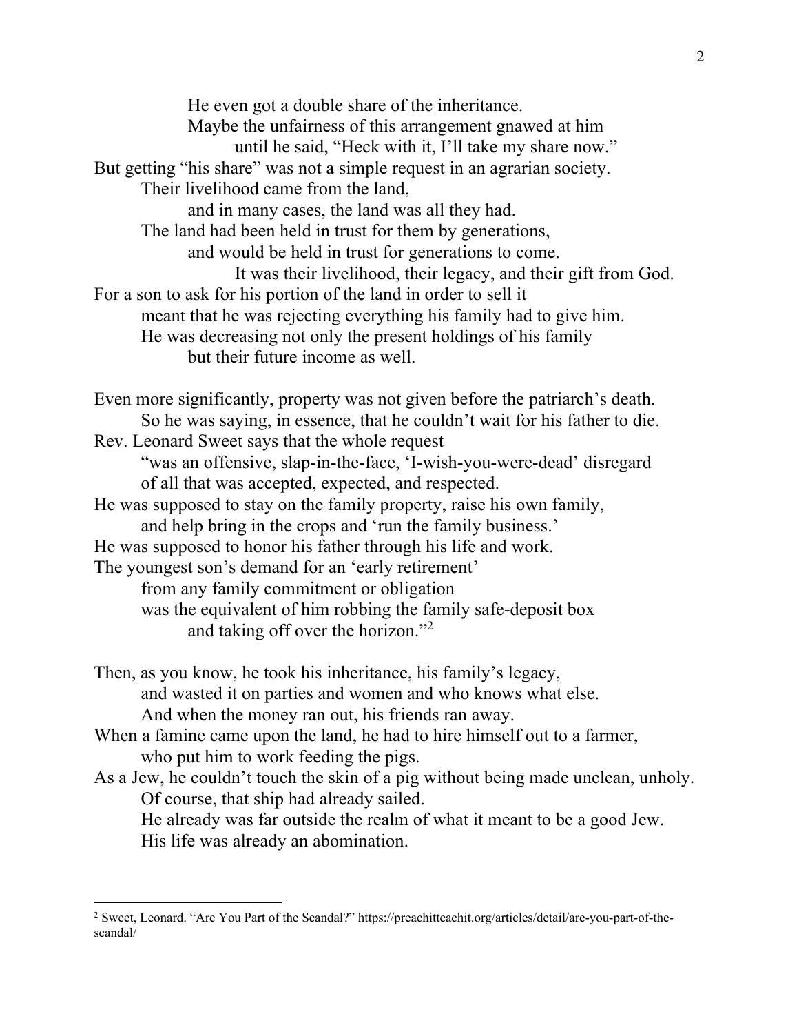He even got a double share of the inheritance.
Maybe the unfairness of this arrangement gnawed at him
until he said, "Heck with it, I'll take my share now."
But getting "his share" was not a simple request in an agrarian society.
Their livelihood came from the land,
and in many cases, the land was all they had.
The land had been held in trust for them by generations,
and would be held in trust for generations to come.
It was their livelihood, their legacy, and their gift from God.
For a son to ask for his portion of the land in order to sell it
meant that he was rejecting everything his family had to give him.
He was decreasing not only the present holdings of his family
but their future income as well.

Even more significantly, property was not given before the patriarch's death.
So he was saying, in essence, that he couldn't wait for his father to die.
Rev. Leonard Sweet says that the whole request
"was an offensive, slap-in-the-face, 'I-wish-you-were-dead' disregard
of all that was accepted, expected, and respected.
He was supposed to stay on the family property, raise his own family,
and help bring in the crops and 'run the family business.'
He was supposed to honor his father through his life and work.
The youngest son's demand for an 'early retirement'
from any family commitment or obligation
was the equivalent of him robbing the family safe-deposit box
and taking off over the horizon."[2]

Then, as you know, he took his inheritance, his family's legacy,
and wasted it on parties and women and who knows what else.
And when the money ran out, his friends ran away.
When a famine came upon the land, he had to hire himself out to a farmer,
who put him to work feeding the pigs.
As a Jew, he couldn't touch the skin of a pig without being made unclean, unholy.
Of course, that ship had already sailed.
He already was far outside the realm of what it meant to be a good Jew.
His life was already an abomination.

---

[2] Sweet, Leonard. "Are You Part of the Scandal?" https://preachitteachit.org/articles/detail/are-you-part-of-the-scandal/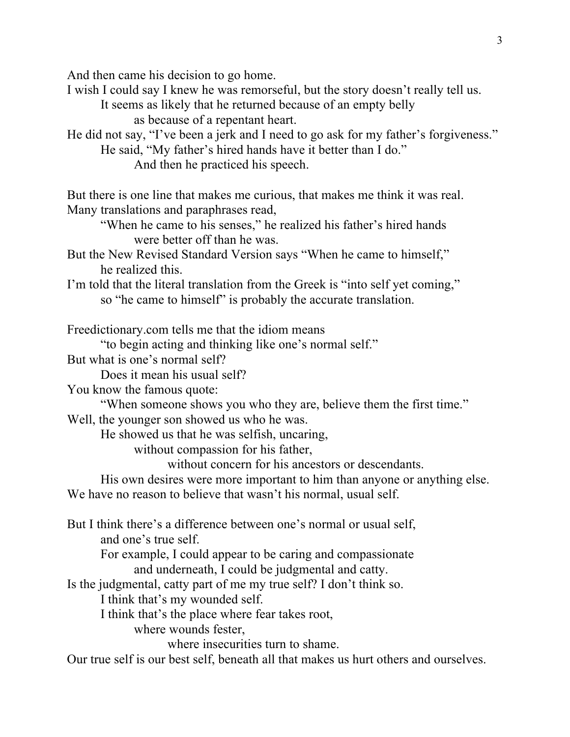And then came his decision to go home.
I wish I could say I knew he was remorseful, but the story doesn't really tell us.
It seems as likely that he returned because of an empty belly
as because of a repentant heart.
He did not say, "I've been a jerk and I need to go ask for my father's forgiveness."
He said, "My father's hired hands have it better than I do."
And then he practiced his speech.

But there is one line that makes me curious, that makes me think it was real.
Many translations and paraphrases read,
"When he came to his senses," he realized his father's hired hands
were better off than he was.
But the New Revised Standard Version says "When he came to himself,"
he realized this.
I'm told that the literal translation from the Greek is "into self yet coming,"
so "he came to himself" is probably the accurate translation.

Freedictionary.com tells me that the idiom means
"to begin acting and thinking like one's normal self."
But what is one's normal self?
Does it mean his usual self?
You know the famous quote:
"When someone shows you who they are, believe them the first time."
Well, the younger son showed us who he was.
He showed us that he was selfish, uncaring,
without compassion for his father,
without concern for his ancestors or descendants.
His own desires were more important to him than anyone or anything else.
We have no reason to believe that wasn't his normal, usual self.

But I think there's a difference between one's normal or usual self,
and one's true self.
For example, I could appear to be caring and compassionate
and underneath, I could be judgmental and catty.
Is the judgmental, catty part of me my true self? I don't think so.
I think that's my wounded self.
I think that's the place where fear takes root,
where wounds fester,
where insecurities turn to shame.
Our true self is our best self, beneath all that makes us hurt others and ourselves.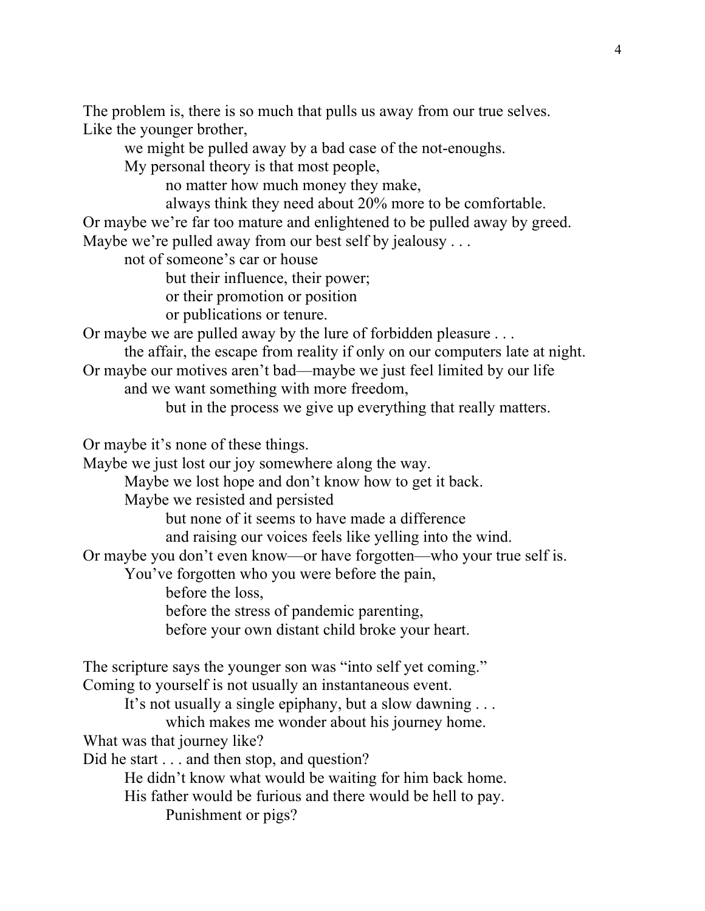The problem is, there is so much that pulls us away from our true selves.
Like the younger brother,
we might be pulled away by a bad case of the not-enoughs.
My personal theory is that most people,
no matter how much money they make,
always think they need about 20% more to be comfortable.
Or maybe we're far too mature and enlightened to be pulled away by greed.
Maybe we're pulled away from our best self by jealousy . . .
not of someone's car or house
but their influence, their power;
or their promotion or position
or publications or tenure.
Or maybe we are pulled away by the lure of forbidden pleasure . . .
the affair, the escape from reality if only on our computers late at night.
Or maybe our motives aren't bad—maybe we just feel limited by our life
and we want something with more freedom,
but in the process we give up everything that really matters.

Or maybe it's none of these things.
Maybe we just lost our joy somewhere along the way.
Maybe we lost hope and don't know how to get it back.
Maybe we resisted and persisted
but none of it seems to have made a difference
and raising our voices feels like yelling into the wind.
Or maybe you don't even know—or have forgotten—who your true self is.
You've forgotten who you were before the pain,
before the loss,
before the stress of pandemic parenting,
before your own distant child broke your heart.

The scripture says the younger son was "into self yet coming."
Coming to yourself is not usually an instantaneous event.
It's not usually a single epiphany, but a slow dawning . . .
which makes me wonder about his journey home.
What was that journey like?
Did he start . . . and then stop, and question?
He didn't know what would be waiting for him back home.
His father would be furious and there would be hell to pay.
Punishment or pigs?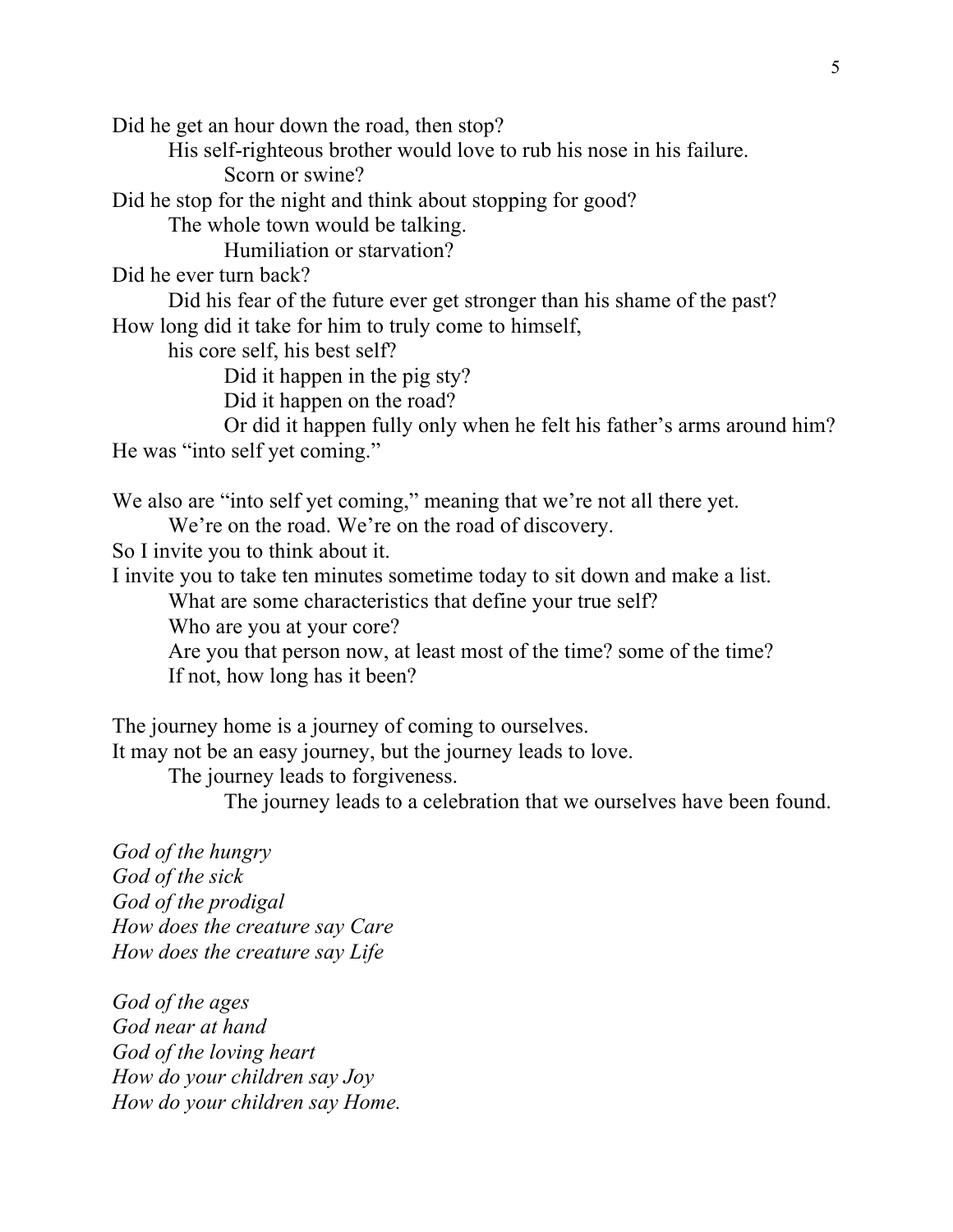Did he get an hour down the road, then stop?

His self-righteous brother would love to rub his nose in his failure.

Scorn or swine?

Did he stop for the night and think about stopping for good?

The whole town would be talking.

Humiliation or starvation?

Did he ever turn back?

Did his fear of the future ever get stronger than his shame of the past?

How long did it take for him to truly come to himself,

his core self, his best self?

Did it happen in the pig sty?

Did it happen on the road?

Or did it happen fully only when he felt his father's arms around him?

He was "into self yet coming."

We also are "into self yet coming," meaning that we're not all there yet.

We're on the road. We're on the road of discovery.

So I invite you to think about it.

I invite you to take ten minutes sometime today to sit down and make a list.

What are some characteristics that define your true self?

Who are you at your core?

Are you that person now, at least most of the time? some of the time?

If not, how long has it been?

The journey home is a journey of coming to ourselves.

It may not be an easy journey, but the journey leads to love.

The journey leads to forgiveness.

The journey leads to a celebration that we ourselves have been found.

*God of the hungry*
*God of the sick*
*God of the prodigal*
*How does the creature say Care*
*How does the creature say Life*

*God of the ages*
*God near at hand*
*God of the loving heart*
*How do your children say Joy*
*How do your children say Home.*